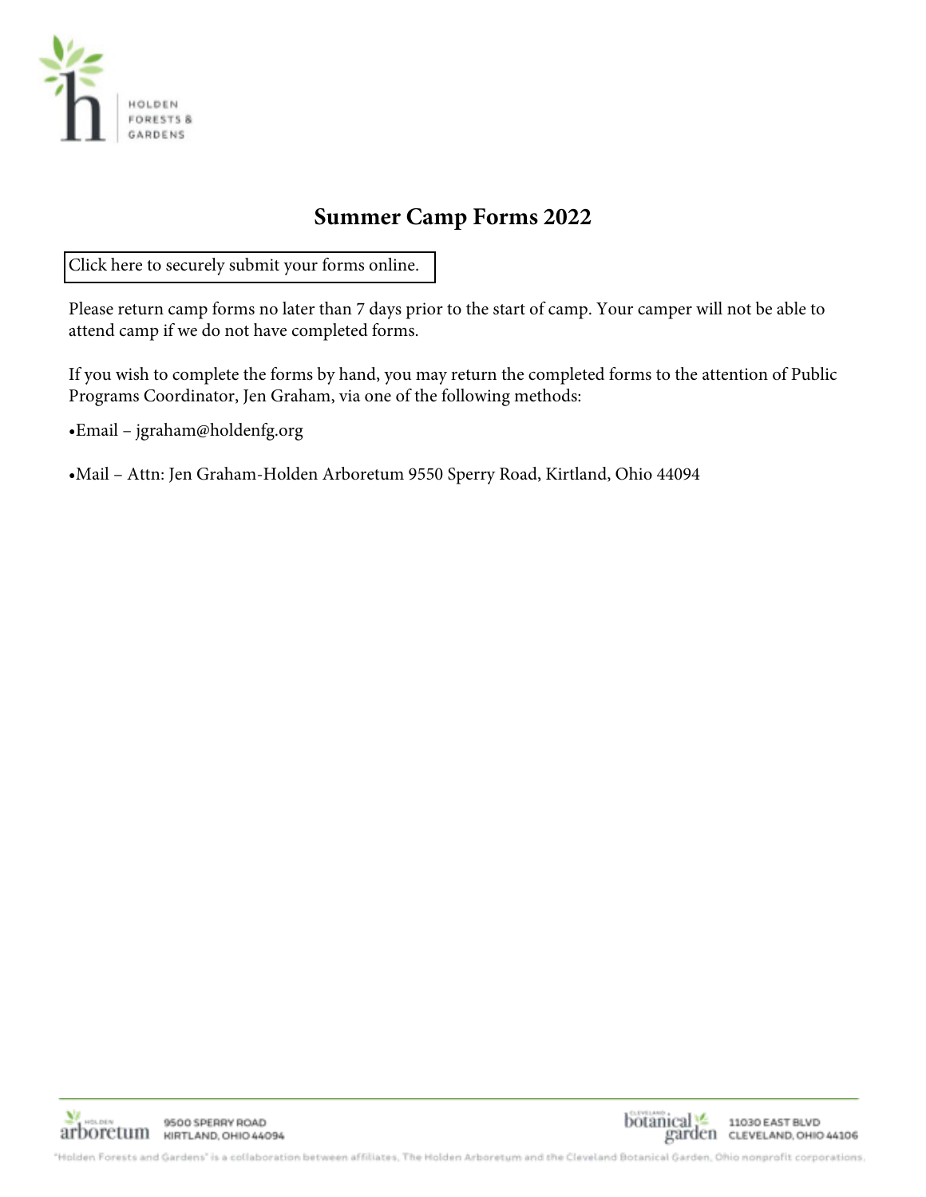# Summary Camp Forms 2022

# Summer Camp Forms 2022

Click here to securely submit your forms online.

Please return camp forms no later than 7 days prior to the start of camp. Your camper will not be able to attend camp if we do not have completed forms.

If you wish to complete the forms by hand, you may return the completed forms to the attention of Public Programs Coordinator, Jen Graham, via one of the following methods:

- Email – jgraham@holdenfg.org

- Mail – Attn: Jen Graham-Holden Arboretum 9550 Sperry Road, Kirtland, Ohio 44094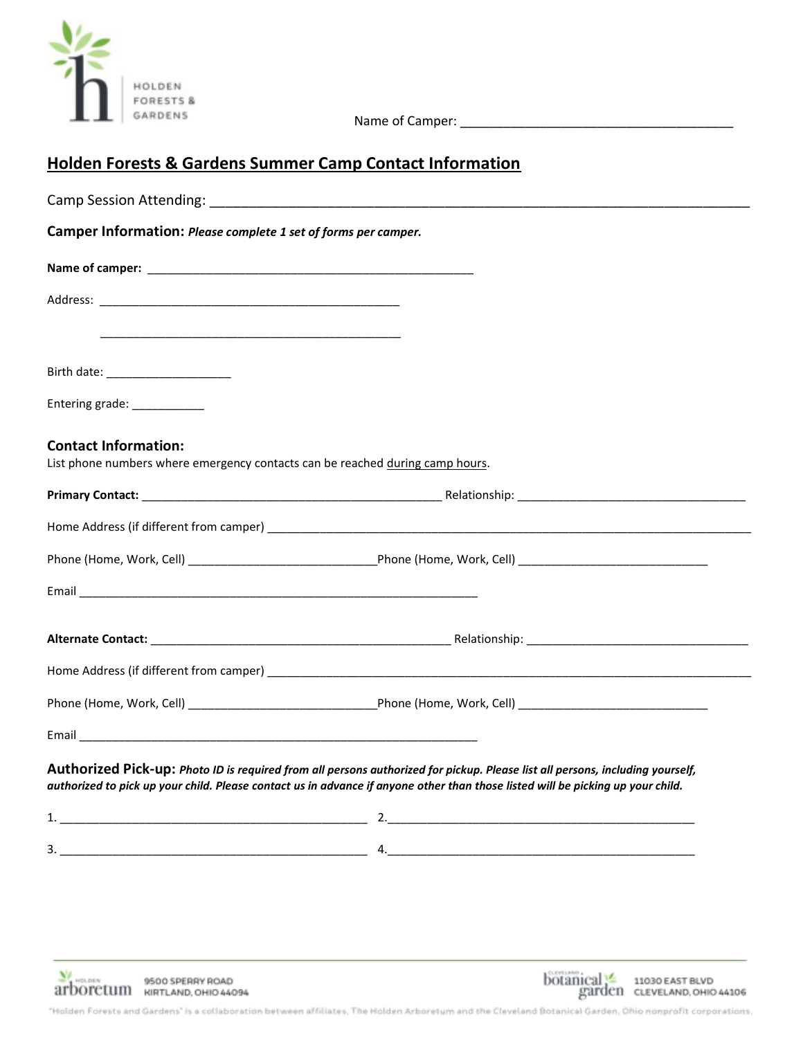HOLDEN FORESTS & GARDENS

Name of Camper: _______________________________________

## Holden Forests & Gardens Summer Camp Contact Information

Camp Session Attending: ___________________________________________________________________________

### Camper Information: *Please complete 1 set of forms per camper.*

**Name of camper:** ______________________________________________

Address: ____________________________________________

____________________________________________

Birth date: __________________

Entering grade: __________

### Contact Information:

List phone numbers where emergency contacts can be reached during camp hours.

**Primary Contact:** ____________________________________________ Relationship: __________________________________

Home Address (if different from camper) ___________________________________________________________________________

Phone (Home, Work, Cell) ____________________________ Phone (Home, Work, Cell) ____________________________

Email ___________________________________________________________

**Alternate Contact:** ____________________________________________ Relationship: __________________________________

Home Address (if different from camper) ___________________________________________________________________________

Phone (Home, Work, Cell) ____________________________ Phone (Home, Work, Cell) ____________________________

Email ___________________________________________________________

### Authorized Pick-up: *Photo ID is required from all persons authorized for pickup. Please list all persons, including yourself, authorized to pick up your child. Please contact us in advance if anyone other than those listed will be picking up your child.*

1. ____________________________________________ 2. ____________________________________________

3. ____________________________________________ 4. ____________________________________________

Holden arboretum 9500 SPERRY ROAD KIRTLAND, OHIO 44094

Cleveland botanical garden 11030 EAST BLVD CLEVELAND, OHIO 44106

"Holden Forests and Gardens" is a collaboration between affiliates, The Holden Arboretum and the Cleveland Botanical Garden, Ohio nonprofit corporations.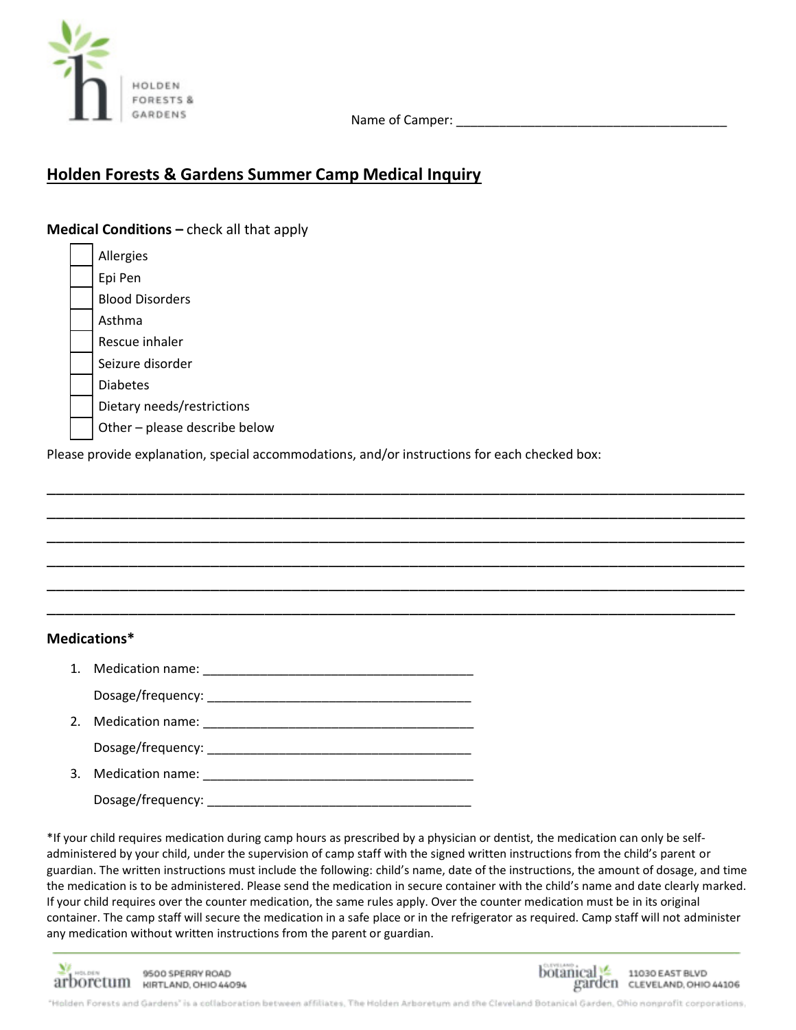HOLDEN FORESTS & GARDENS

Name of Camper: _______________________________________

## Holden Forests & Gardens Summer Camp Medical Inquiry

**Medical Conditions –** check all that apply

- [ ] Allergies
- [ ] Epi Pen
- [ ] Blood Disorders
- [ ] Asthma
- [ ] Rescue inhaler
- [ ] Seizure disorder
- [ ] Diabetes
- [ ] Dietary needs/restrictions
- [ ] Other – please describe below

Please provide explanation, special accommodations, and/or instructions for each checked box:

_______________________________________________________________________________________

_______________________________________________________________________________________

_______________________________________________________________________________________

_______________________________________________________________________________________

_______________________________________________________________________________________

_______________________________________________________________________________________

**Medications***

1. Medication name: _______________________________________

   Dosage/frequency: _____________________________________

2. Medication name: _______________________________________

   Dosage/frequency: _____________________________________

3. Medication name: _______________________________________

   Dosage/frequency: _____________________________________

*If your child requires medication during camp hours as prescribed by a physician or dentist, the medication can only be self-administered by your child, under the supervision of camp staff with the signed written instructions from the child's parent or guardian. The written instructions must include the following: child's name, date of the instructions, the amount of dosage, and time the medication is to be administered. Please send the medication in secure container with the child's name and date clearly marked. If your child requires over the counter medication, the same rules apply. Over the counter medication must be in its original container. The camp staff will secure the medication in a safe place or in the refrigerator as required. Camp staff will not administer any medication without written instructions from the parent or guardian.

Holden arboretum 9500 SPERRY ROAD KIRTLAND, OHIO 44094

Cleveland botanical garden 11030 EAST BLVD CLEVELAND, OHIO 44106

"Holden Forests and Gardens" is a collaboration between affiliates, The Holden Arboretum and the Cleveland Botanical Garden, Ohio nonprofit corporations.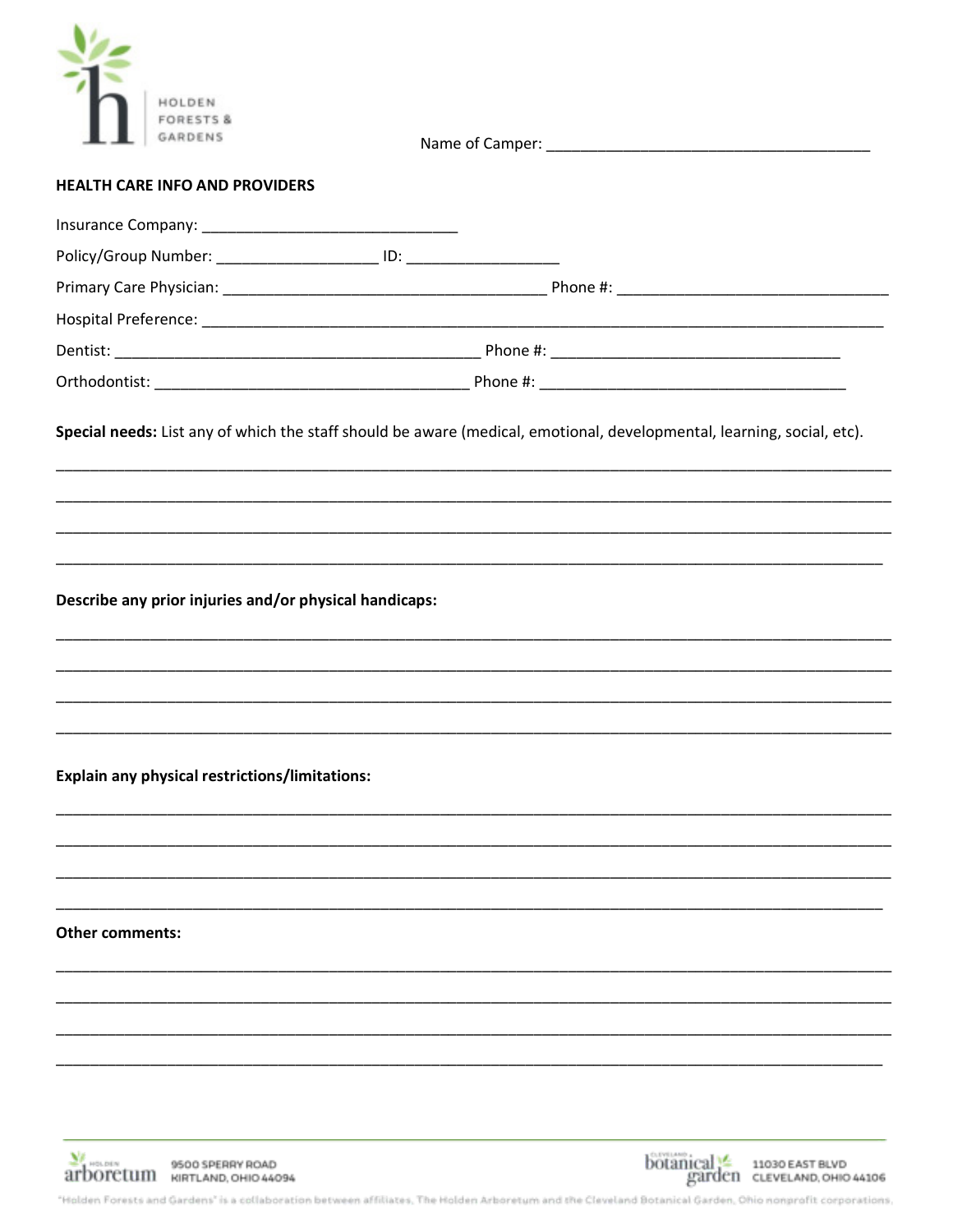HOLDEN FORESTS & GARDENS

Name of Camper: ________________________________________

**HEALTH CARE INFO AND PROVIDERS**

Insurance Company: _______________________________

Policy/Group Number: ____________________ ID: ___________________

Primary Care Physician: ________________________________________ Phone #: _________________________________

Hospital Preference: _____________________________________________________________________________________

Dentist: _____________________________________________ Phone #: ___________________________________

Orthodontist: ______________________________________ Phone #: ______________________________________

**Special needs:** List any of which the staff should be aware (medical, emotional, developmental, learning, social, etc).

_______________________________________________________________________________________________________

_______________________________________________________________________________________________________

_______________________________________________________________________________________________________

_______________________________________________________________________________________________________

**Describe any prior injuries and/or physical handicaps:**

_______________________________________________________________________________________________________

_______________________________________________________________________________________________________

_______________________________________________________________________________________________________

_______________________________________________________________________________________________________

**Explain any physical restrictions/limitations:**

_______________________________________________________________________________________________________

_______________________________________________________________________________________________________

_______________________________________________________________________________________________________

_______________________________________________________________________________________________________

**Other comments:**

_______________________________________________________________________________________________________

_______________________________________________________________________________________________________

_______________________________________________________________________________________________________

_______________________________________________________________________________________________________

Holden arboretum 9500 SPERRY ROAD KIRTLAND, OHIO 44094

Cleveland botanical garden 11030 EAST BLVD CLEVELAND, OHIO 44106

"Holden Forests and Gardens" is a collaboration between affiliates, The Holden Arboretum and the Cleveland Botanical Garden, Ohio nonprofit corporations.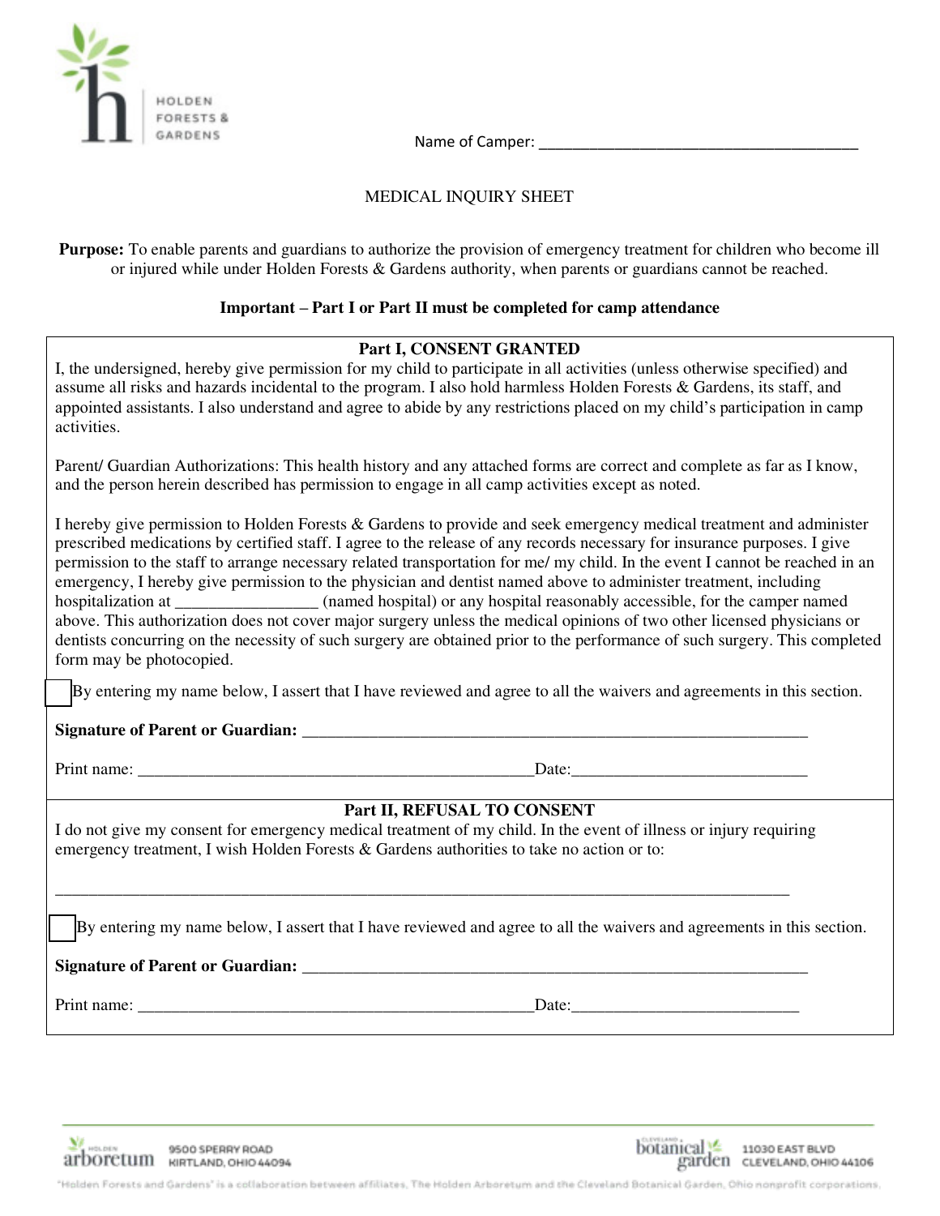Name of Camper: ________________________________________

# MEDICAL INQUIRY SHEET

**Purpose:** To enable parents and guardians to authorize the provision of emergency treatment for children who become ill or injured while under Holden Forests & Gardens authority, when parents or guardians cannot be reached.

**Important – Part I or Part II must be completed for camp attendance**

## Part I, CONSENT GRANTED

I, the undersigned, hereby give permission for my child to participate in all activities (unless otherwise specified) and assume all risks and hazards incidental to the program. I also hold harmless Holden Forests & Gardens, its staff, and appointed assistants. I also understand and agree to abide by any restrictions placed on my child's participation in camp activities.

Parent/ Guardian Authorizations: This health history and any attached forms are correct and complete as far as I know, and the person herein described has permission to engage in all camp activities except as noted.

I hereby give permission to Holden Forests & Gardens to provide and seek emergency medical treatment and administer prescribed medications by certified staff. I agree to the release of any records necessary for insurance purposes. I give permission to the staff to arrange necessary related transportation for me/ my child. In the event I cannot be reached in an emergency, I hereby give permission to the physician and dentist named above to administer treatment, including hospitalization at _________________ (named hospital) or any hospital reasonably accessible, for the camper named above. This authorization does not cover major surgery unless the medical opinions of two other licensed physicians or dentists concurring on the necessity of such surgery are obtained prior to the performance of such surgery. This completed form may be photocopied.

☐ By entering my name below, I assert that I have reviewed and agree to all the waivers and agreements in this section.

**Signature of Parent or Guardian:** _______________________________________________

Print name: _______________________________________________ Date:____________________________

## Part II, REFUSAL TO CONSENT

I do not give my consent for emergency medical treatment of my child. In the event of illness or injury requiring emergency treatment, I wish Holden Forests & Gardens authorities to take no action or to:

_____________________________________________________________________________________

☐ By entering my name below, I assert that I have reviewed and agree to all the waivers and agreements in this section.

**Signature of Parent or Guardian:** _______________________________________________

Print name: _______________________________________________ Date:___________________________

Holden arboretum 9500 Sperry Road Kirtland, Ohio 44094

Cleveland botanical garden 11030 East Blvd Cleveland, Ohio 44106

"Holden Forests and Gardens" is a collaboration between affiliates, The Holden Arboretum and the Cleveland Botanical Garden, Ohio nonprofit corporations.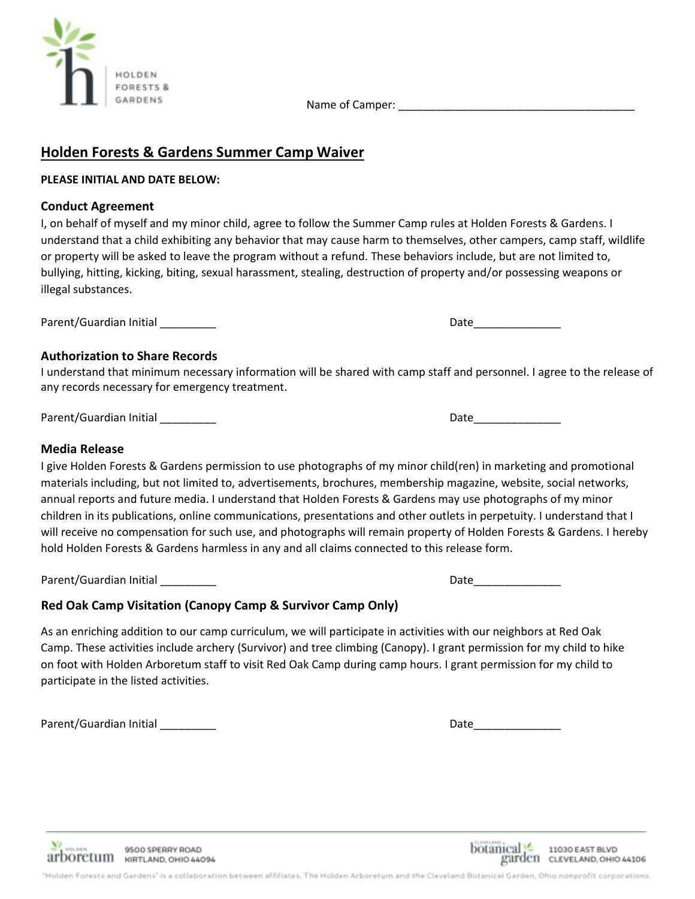Name of Camper: ________________________________________

# Holden Forests & Gardens Summer Camp Waiver

**PLEASE INITIAL AND DATE BELOW:**

### Conduct Agreement

I, on behalf of myself and my minor child, agree to follow the Summer Camp rules at Holden Forests & Gardens. I understand that a child exhibiting any behavior that may cause harm to themselves, other campers, camp staff, wildlife or property will be asked to leave the program without a refund. These behaviors include, but are not limited to, bullying, hitting, kicking, biting, sexual harassment, stealing, destruction of property and/or possessing weapons or illegal substances.

Parent/Guardian Initial _________ Date______________

### Authorization to Share Records

I understand that minimum necessary information will be shared with camp staff and personnel. I agree to the release of any records necessary for emergency treatment.

Parent/Guardian Initial _________ Date______________

### Media Release

I give Holden Forests & Gardens permission to use photographs of my minor child(ren) in marketing and promotional materials including, but not limited to, advertisements, brochures, membership magazine, website, social networks, annual reports and future media. I understand that Holden Forests & Gardens may use photographs of my minor children in its publications, online communications, presentations and other outlets in perpetuity. I understand that I will receive no compensation for such use, and photographs will remain property of Holden Forests & Gardens. I hereby hold Holden Forests & Gardens harmless in any and all claims connected to this release form.

Parent/Guardian Initial _________ Date______________

### Red Oak Camp Visitation (Canopy Camp & Survivor Camp Only)

As an enriching addition to our camp curriculum, we will participate in activities with our neighbors at Red Oak Camp. These activities include archery (Survivor) and tree climbing (Canopy). I grant permission for my child to hike on foot with Holden Arboretum staff to visit Red Oak Camp during camp hours. I grant permission for my child to participate in the listed activities.

Parent/Guardian Initial _________ Date______________

Holden arboretum 9500 Sperry Road Kirtland, Ohio 44094

Cleveland botanical garden 11030 East Blvd Cleveland, Ohio 44106

"Holden Forests and Gardens" is a collaboration between affiliates, The Holden Arboretum and the Cleveland Botanical Garden, Ohio nonprofit corporations.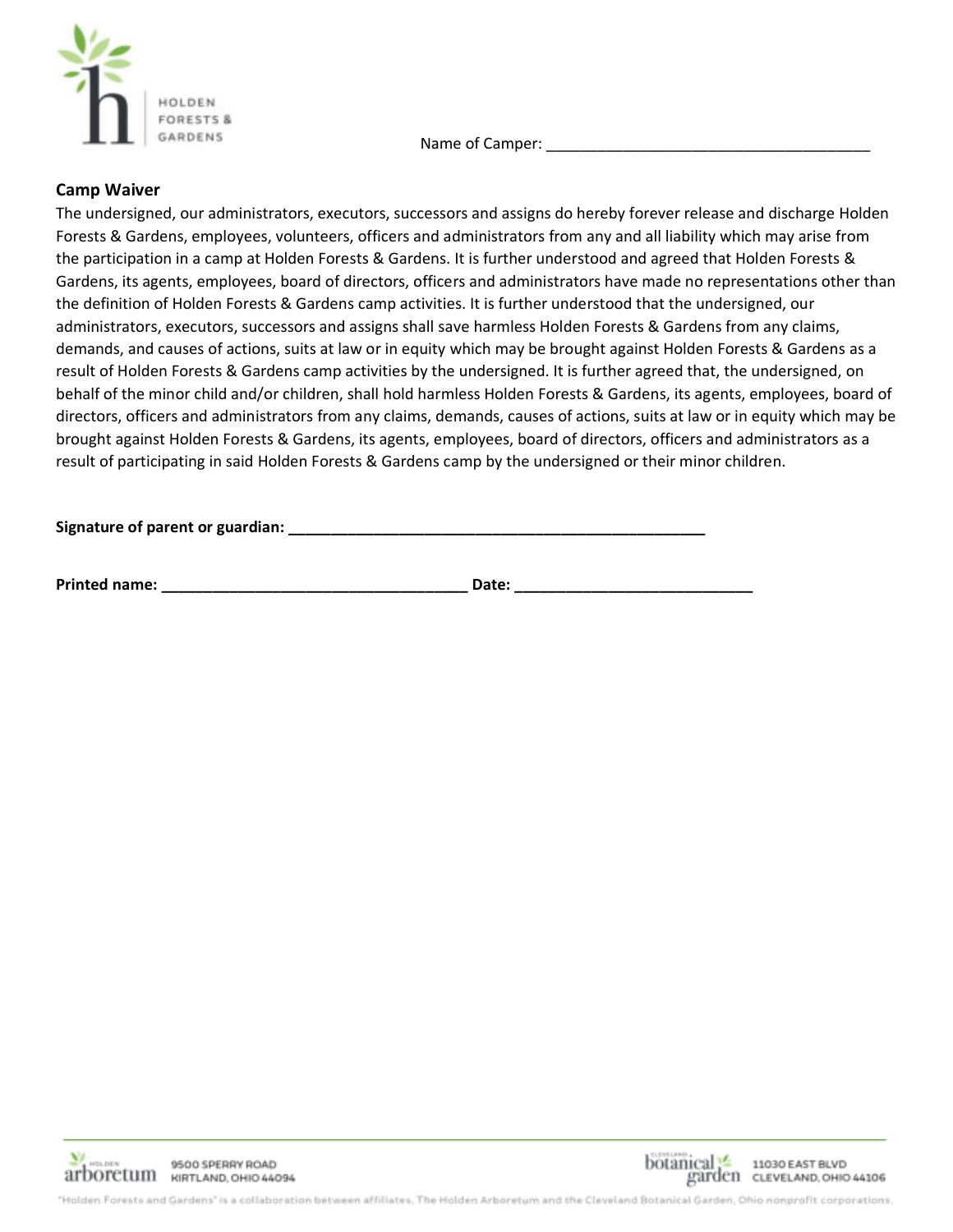Name of Camper: ______________________________________

**Camp Waiver**

The undersigned, our administrators, executors, successors and assigns do hereby forever release and discharge Holden Forests & Gardens, employees, volunteers, officers and administrators from any and all liability which may arise from the participation in a camp at Holden Forests & Gardens. It is further understood and agreed that Holden Forests & Gardens, its agents, employees, board of directors, officers and administrators have made no representations other than the definition of Holden Forests & Gardens camp activities. It is further understood that the undersigned, our administrators, executors, successors and assigns shall save harmless Holden Forests & Gardens from any claims, demands, and causes of actions, suits at law or in equity which may be brought against Holden Forests & Gardens as a result of Holden Forests & Gardens camp activities by the undersigned. It is further agreed that, the undersigned, on behalf of the minor child and/or children, shall hold harmless Holden Forests & Gardens, its agents, employees, board of directors, officers and administrators from any claims, demands, causes of actions, suits at law or in equity which may be brought against Holden Forests & Gardens, its agents, employees, board of directors, officers and administrators as a result of participating in said Holden Forests & Gardens camp by the undersigned or their minor children.

**Signature of parent or guardian: ________________________________________________**

**Printed name: ___________________________________ Date: ___________________________**

Holden arboretum 9500 SPERRY ROAD KIRTLAND, OHIO 44094

Cleveland botanical garden 11030 EAST BLVD CLEVELAND, OHIO 44106

"Holden Forests and Gardens" is a collaboration between affiliates, The Holden Arboretum and the Cleveland Botanical Garden, Ohio nonprofit corporations.